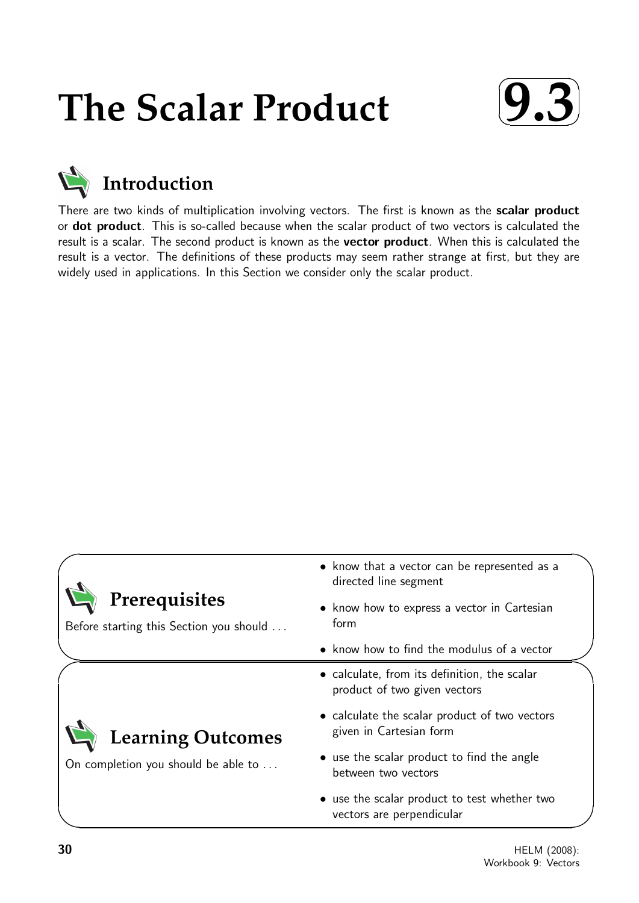# The Scalar Product 9.3

## Introduction

There are two kinds of multiplication involving vectors. The first is known as the **scalar product** or **dot product**. This is so-called because when the scalar product of two vectors is calculated the result is a scalar. The second product is known as the **vector product**. When this is calculated the result is a vector. The definitions of these products may seem rather strange at first, but they are widely used in applications. In this Section we consider only the scalar product.

## Prerequisites

Before starting this Section you should . . .

- know that a vector can be represented as a directed line segment
- know how to express a vector in Cartesian form
- know how to find the modulus of a vector

## Learning Outcomes

On completion you should be able to . . .

- calculate, from its definition, the scalar product of two given vectors
- calculate the scalar product of two vectors given in Cartesian form
- use the scalar product to find the angle between two vectors
- use the scalar product to test whether two vectors are perpendicular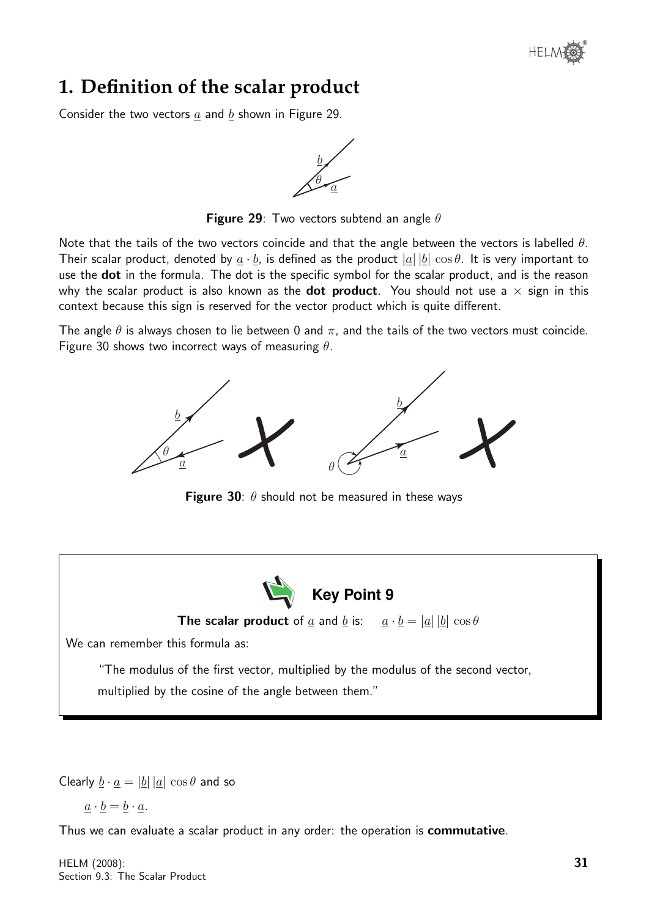# 1. Definition of the scalar product

Consider the two vectors $\underline{a}$ and $\underline{b}$ shown in Figure 29.

**Figure 29**: Two vectors subtend an angle $\theta$

Note that the tails of the two vectors coincide and that the angle between the vectors is labelled $\theta$. Their scalar product, denoted by $\underline{a} \cdot \underline{b}$, is defined as the product $|\underline{a}|\,|\underline{b}|\,\cos\theta$. It is very important to use the **dot** in the formula. The dot is the specific symbol for the scalar product, and is the reason why the scalar product is also known as the **dot product**. You should not use a $\times$ sign in this context because this sign is reserved for the vector product which is quite different.

The angle $\theta$ is always chosen to lie between 0 and $\pi$, and the tails of the two vectors must coincide. Figure 30 shows two incorrect ways of measuring $\theta$.

**Figure 30**: $\theta$ should not be measured in these ways

**Key Point 9**

**The scalar product** of $\underline{a}$ and $\underline{b}$ is: $\quad \underline{a} \cdot \underline{b} = |\underline{a}|\,|\underline{b}|\,\cos\theta$

We can remember this formula as:

"The modulus of the first vector, multiplied by the modulus of the second vector, multiplied by the cosine of the angle between them."

Clearly $\underline{b} \cdot \underline{a} = |\underline{b}|\,|\underline{a}|\,\cos\theta$ and so

$\underline{a} \cdot \underline{b} = \underline{b} \cdot \underline{a}.$

Thus we can evaluate a scalar product in any order: the operation is **commutative**.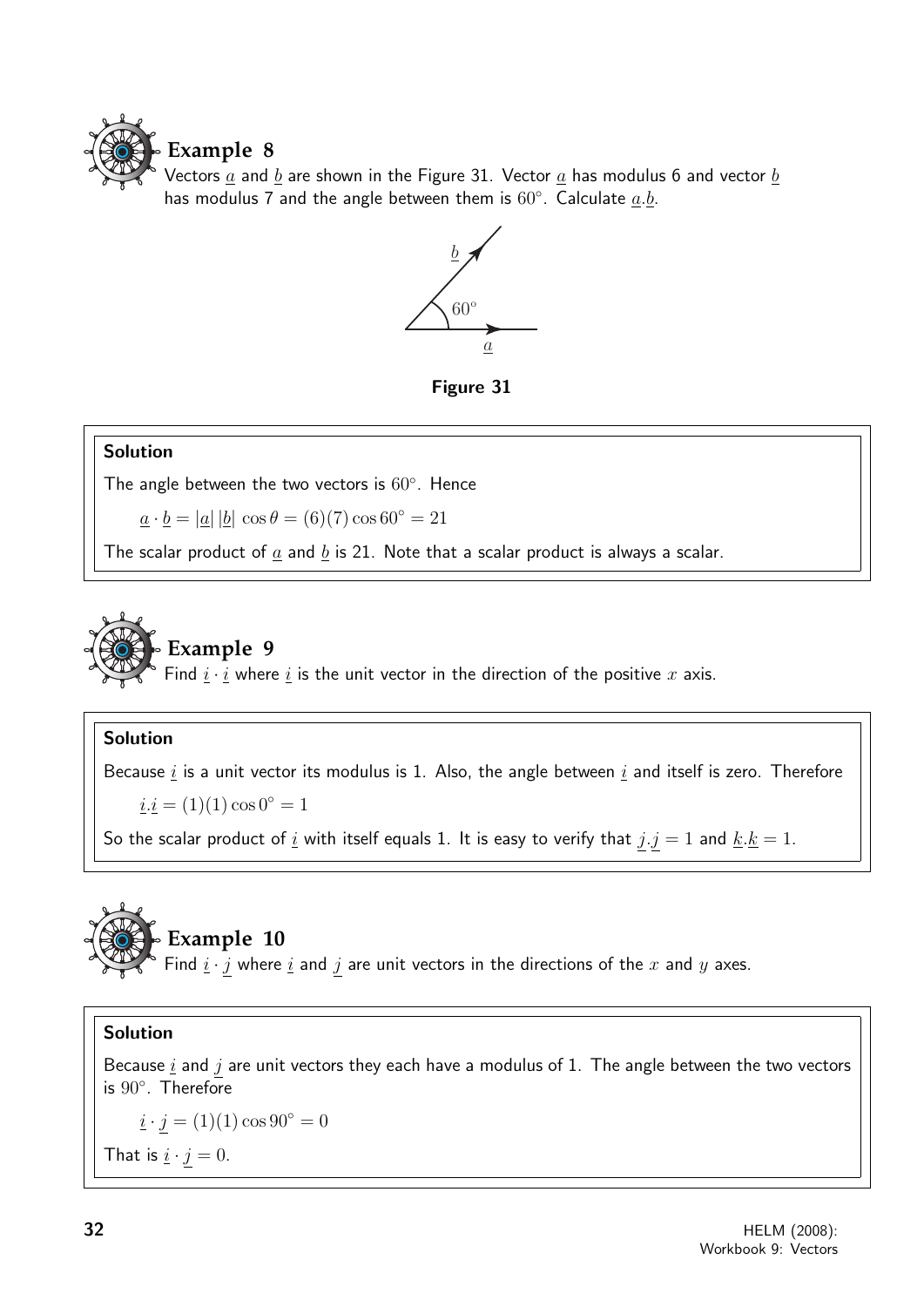## Example 8

Vectors $\underline{a}$ and $\underline{b}$ are shown in the Figure 31. Vector $\underline{a}$ has modulus 6 and vector $\underline{b}$ has modulus 7 and the angle between them is $60^\circ$. Calculate $\underline{a}.\underline{b}$.

**Figure 31**

**Solution**

The angle between the two vectors is $60^\circ$. Hence

$$\underline{a} \cdot \underline{b} = |\underline{a}|\,|\underline{b}|\,\cos\theta = (6)(7)\cos 60^\circ = 21$$

The scalar product of $\underline{a}$ and $\underline{b}$ is 21. Note that a scalar product is always a scalar.

## Example 9

Find $\underline{i} \cdot \underline{i}$ where $\underline{i}$ is the unit vector in the direction of the positive $x$ axis.

**Solution**

Because $\underline{i}$ is a unit vector its modulus is 1. Also, the angle between $\underline{i}$ and itself is zero. Therefore

$$\underline{i}.\underline{i} = (1)(1)\cos 0^\circ = 1$$

So the scalar product of $\underline{i}$ with itself equals 1. It is easy to verify that $\underline{j}.\underline{j} = 1$ and $\underline{k}.\underline{k} = 1$.

## Example 10

Find $\underline{i} \cdot \underline{j}$ where $\underline{i}$ and $\underline{j}$ are unit vectors in the directions of the $x$ and $y$ axes.

**Solution**

Because $\underline{i}$ and $\underline{j}$ are unit vectors they each have a modulus of 1. The angle between the two vectors is $90^\circ$. Therefore

$$\underline{i} \cdot \underline{j} = (1)(1)\cos 90^\circ = 0$$

That is $\underline{i} \cdot \underline{j} = 0$.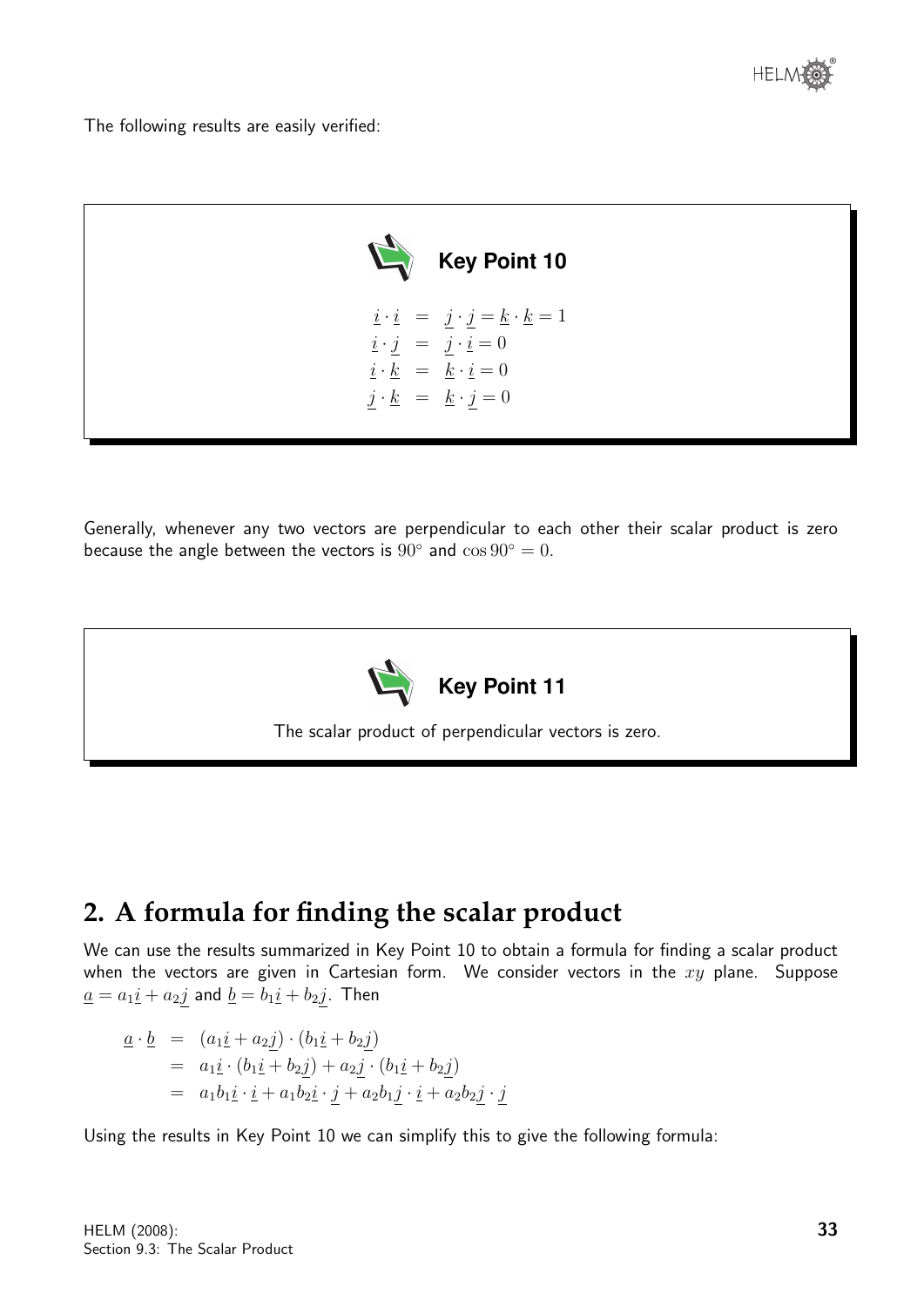The following results are easily verified:

**Key Point 10**

$$\begin{aligned} \underline{i}\cdot\underline{i} &= \underline{j}\cdot\underline{j} = \underline{k}\cdot\underline{k} = 1 \\ \underline{i}\cdot\underline{j} &= \underline{j}\cdot\underline{i} = 0 \\ \underline{i}\cdot\underline{k} &= \underline{k}\cdot\underline{i} = 0 \\ \underline{j}\cdot\underline{k} &= \underline{k}\cdot\underline{j} = 0 \end{aligned}$$

Generally, whenever any two vectors are perpendicular to each other their scalar product is zero because the angle between the vectors is $90^\circ$ and $\cos 90^\circ = 0$.

**Key Point 11**

The scalar product of perpendicular vectors is zero.

## 2. A formula for finding the scalar product

We can use the results summarized in Key Point 10 to obtain a formula for finding a scalar product when the vectors are given in Cartesian form. We consider vectors in the $xy$ plane. Suppose $\underline{a} = a_1\underline{i} + a_2\underline{j}$ and $\underline{b} = b_1\underline{i} + b_2\underline{j}$. Then

$$\begin{aligned} \underline{a}\cdot\underline{b} &= (a_1\underline{i} + a_2\underline{j})\cdot(b_1\underline{i} + b_2\underline{j}) \\ &= a_1\underline{i}\cdot(b_1\underline{i} + b_2\underline{j}) + a_2\underline{j}\cdot(b_1\underline{i} + b_2\underline{j}) \\ &= a_1b_1\underline{i}\cdot\underline{i} + a_1b_2\underline{i}\cdot\underline{j} + a_2b_1\underline{j}\cdot\underline{i} + a_2b_2\underline{j}\cdot\underline{j} \end{aligned}$$

Using the results in Key Point 10 we can simplify this to give the following formula: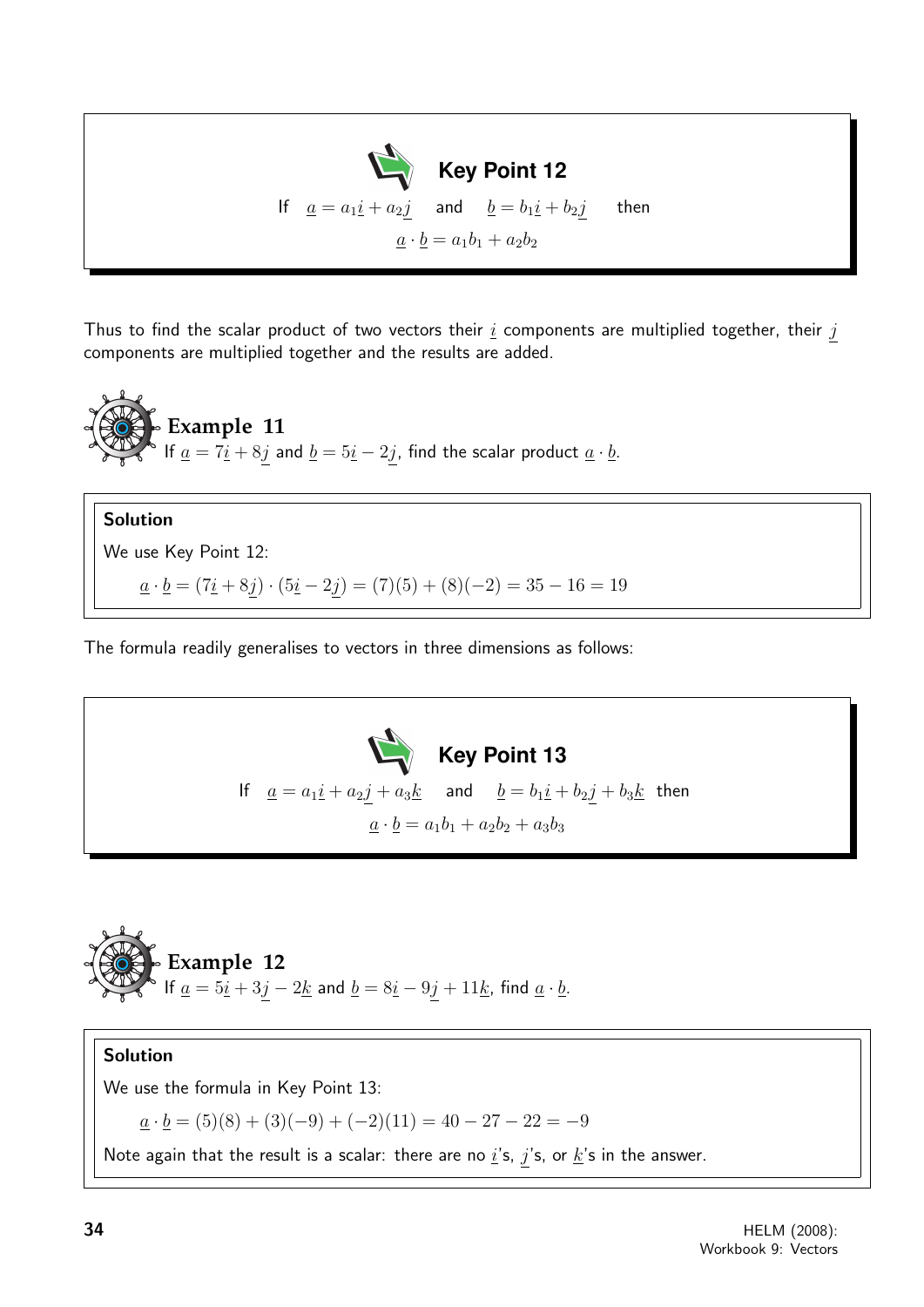**Key Point 12**

If $\underline{a} = a_1\underline{i} + a_2\underline{j}$ and $\underline{b} = b_1\underline{i} + b_2\underline{j}$ then

$$\underline{a} \cdot \underline{b} = a_1b_1 + a_2b_2$$

Thus to find the scalar product of two vectors their $\underline{i}$ components are multiplied together, their $\underline{j}$ components are multiplied together and the results are added.

### Example 11

If $\underline{a} = 7\underline{i} + 8\underline{j}$ and $\underline{b} = 5\underline{i} - 2\underline{j}$, find the scalar product $\underline{a} \cdot \underline{b}$.

**Solution**

We use Key Point 12:

$$\underline{a} \cdot \underline{b} = (7\underline{i} + 8\underline{j}) \cdot (5\underline{i} - 2\underline{j}) = (7)(5) + (8)(-2) = 35 - 16 = 19$$

The formula readily generalises to vectors in three dimensions as follows:

**Key Point 13**

If $\underline{a} = a_1\underline{i} + a_2\underline{j} + a_3\underline{k}$ and $\underline{b} = b_1\underline{i} + b_2\underline{j} + b_3\underline{k}$ then

$$\underline{a} \cdot \underline{b} = a_1b_1 + a_2b_2 + a_3b_3$$

### Example 12

If $\underline{a} = 5\underline{i} + 3\underline{j} - 2\underline{k}$ and $\underline{b} = 8\underline{i} - 9\underline{j} + 11\underline{k}$, find $\underline{a} \cdot \underline{b}$.

**Solution**

We use the formula in Key Point 13:

$$\underline{a} \cdot \underline{b} = (5)(8) + (3)(-9) + (-2)(11) = 40 - 27 - 22 = -9$$

Note again that the result is a scalar: there are no $\underline{i}$'s, $\underline{j}$'s, or $\underline{k}$'s in the answer.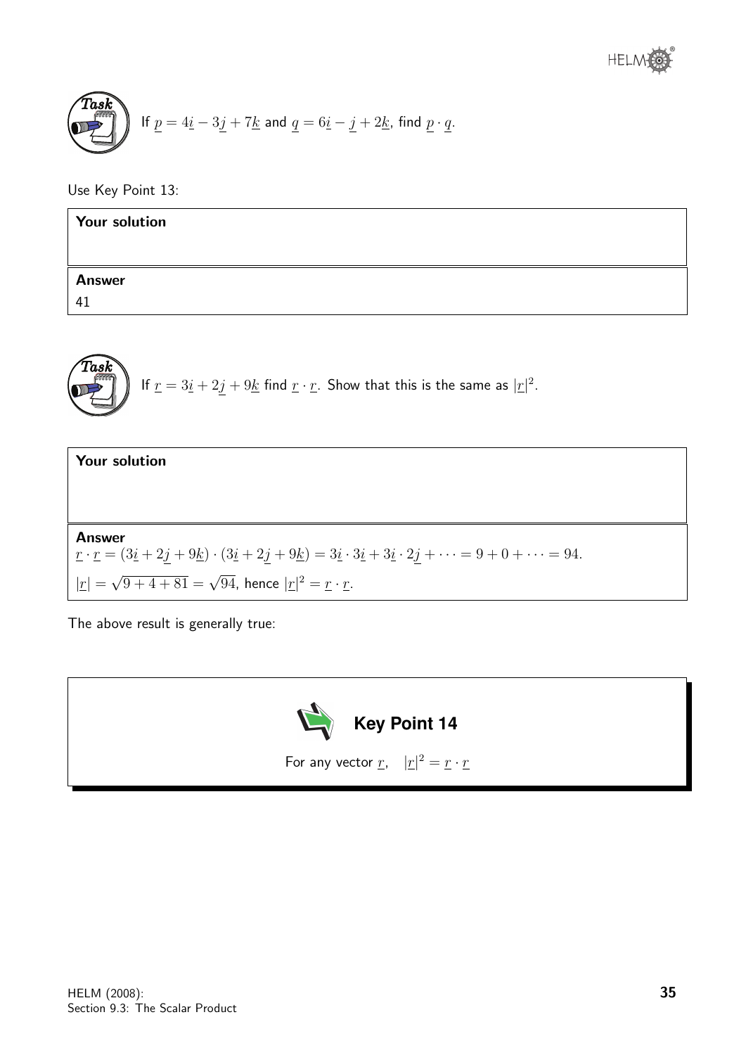**Task**

If $\underline{p} = 4\underline{i} - 3\underline{j} + 7\underline{k}$ and $\underline{q} = 6\underline{i} - \underline{j} + 2\underline{k}$, find $\underline{p} \cdot \underline{q}$.

Use Key Point 13:

**Your solution**

**Answer**

41

**Task**

If $\underline{r} = 3\underline{i} + 2\underline{j} + 9\underline{k}$ find $\underline{r} \cdot \underline{r}$. Show that this is the same as $|\underline{r}|^2$.

**Your solution**

**Answer**

$\underline{r} \cdot \underline{r} = (3\underline{i} + 2\underline{j} + 9\underline{k}) \cdot (3\underline{i} + 2\underline{j} + 9\underline{k}) = 3\underline{i} \cdot 3\underline{i} + 3\underline{i} \cdot 2\underline{j} + \cdots = 9 + 0 + \cdots = 94.$

$|\underline{r}| = \sqrt{9 + 4 + 81} = \sqrt{94}$, hence $|\underline{r}|^2 = \underline{r} \cdot \underline{r}$.

The above result is generally true:

**Key Point 14**

For any vector $\underline{r}$, $\quad |\underline{r}|^2 = \underline{r} \cdot \underline{r}$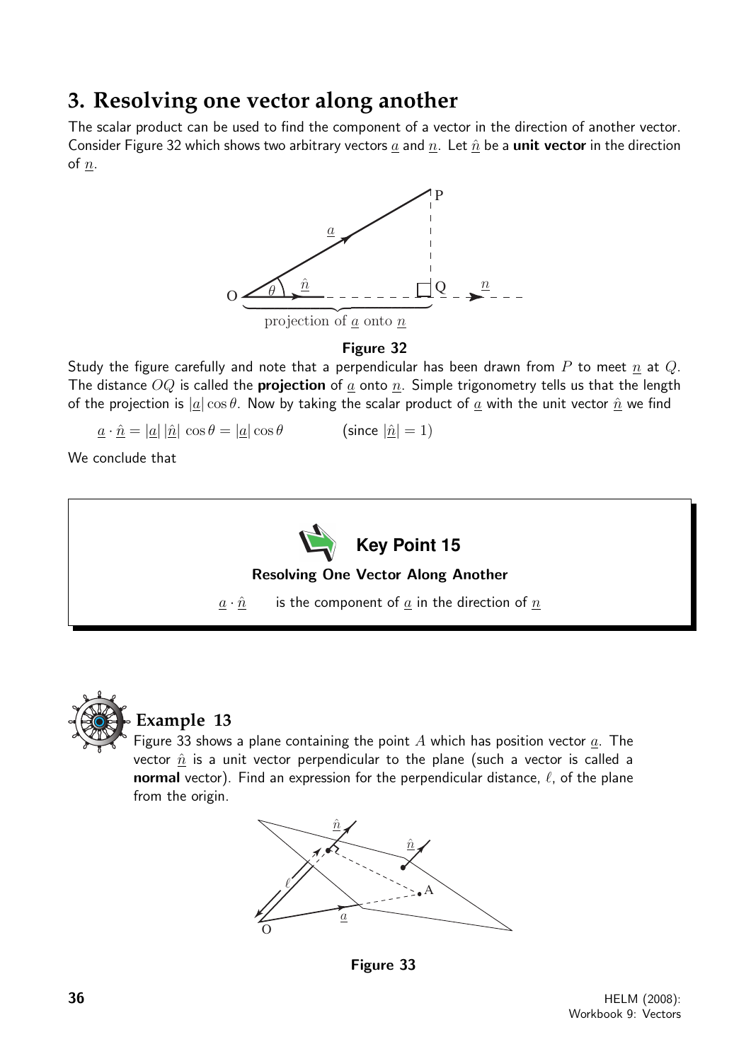## 3. Resolving one vector along another

The scalar product can be used to find the component of a vector in the direction of another vector. Consider Figure 32 which shows two arbitrary vectors $\underline{a}$ and $\underline{n}$. Let $\hat{\underline{n}}$ be a **unit vector** in the direction of $\underline{n}$.

**Figure 32**

Study the figure carefully and note that a perpendicular has been drawn from $P$ to meet $\underline{n}$ at $Q$. The distance $OQ$ is called the **projection** of $\underline{a}$ onto $\underline{n}$. Simple trigonometry tells us that the length of the projection is $|\underline{a}|\cos\theta$. Now by taking the scalar product of $\underline{a}$ with the unit vector $\hat{\underline{n}}$ we find

$$\underline{a}\cdot\hat{\underline{n}} = |\underline{a}|\,|\hat{\underline{n}}|\,\cos\theta = |\underline{a}|\cos\theta \qquad \text{(since } |\hat{\underline{n}}| = 1\text{)}$$

We conclude that

> **Key Point 15**
>
> **Resolving One Vector Along Another**
>
> $\underline{a}\cdot\hat{\underline{n}}$ is the component of $\underline{a}$ in the direction of $\underline{n}$

### Example 13

Figure 33 shows a plane containing the point $A$ which has position vector $\underline{a}$. The vector $\hat{\underline{n}}$ is a unit vector perpendicular to the plane (such a vector is called a **normal** vector). Find an expression for the perpendicular distance, $\ell$, of the plane from the origin.

**Figure 33**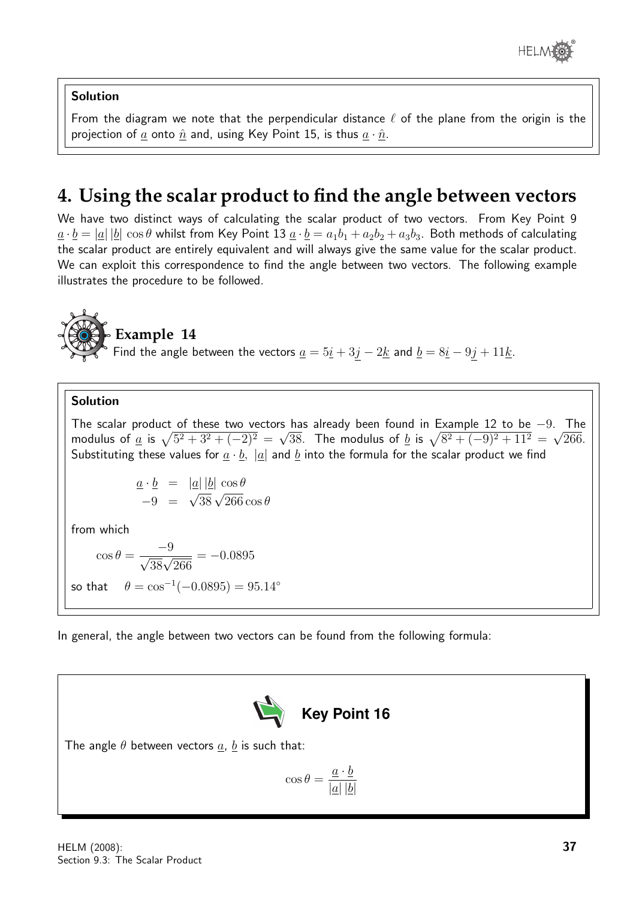**Solution**

From the diagram we note that the perpendicular distance $\ell$ of the plane from the origin is the projection of $\underline{a}$ onto $\hat{\underline{n}}$ and, using Key Point 15, is thus $\underline{a} \cdot \hat{\underline{n}}$.

# 4. Using the scalar product to find the angle between vectors

We have two distinct ways of calculating the scalar product of two vectors. From Key Point 9 $\underline{a} \cdot \underline{b} = |\underline{a}|\,|\underline{b}|\,\cos\theta$ whilst from Key Point 13 $\underline{a} \cdot \underline{b} = a_1 b_1 + a_2 b_2 + a_3 b_3$. Both methods of calculating the scalar product are entirely equivalent and will always give the same value for the scalar product. We can exploit this correspondence to find the angle between two vectors. The following example illustrates the procedure to be followed.

## Example 14

Find the angle between the vectors $\underline{a} = 5\underline{i} + 3\underline{j} - 2\underline{k}$ and $\underline{b} = 8\underline{i} - 9\underline{j} + 11\underline{k}$.

**Solution**

The scalar product of these two vectors has already been found in Example 12 to be $-9$. The modulus of $\underline{a}$ is $\sqrt{5^2 + 3^2 + (-2)^2} = \sqrt{38}$. The modulus of $\underline{b}$ is $\sqrt{8^2 + (-9)^2 + 11^2} = \sqrt{266}$. Substituting these values for $\underline{a} \cdot \underline{b}$, $|\underline{a}|$ and $\underline{b}$ into the formula for the scalar product we find

$$\begin{aligned} \underline{a} \cdot \underline{b} &= |\underline{a}|\,|\underline{b}|\,\cos\theta \\ -9 &= \sqrt{38}\,\sqrt{266}\cos\theta \end{aligned}$$

from which

$$\cos\theta = \frac{-9}{\sqrt{38}\sqrt{266}} = -0.0895$$

so that $\quad \theta = \cos^{-1}(-0.0895) = 95.14^\circ$

In general, the angle between two vectors can be found from the following formula:

**Key Point 16**

The angle $\theta$ between vectors $\underline{a}$, $\underline{b}$ is such that:

$$\cos\theta = \frac{\underline{a} \cdot \underline{b}}{|\underline{a}|\,|\underline{b}|}$$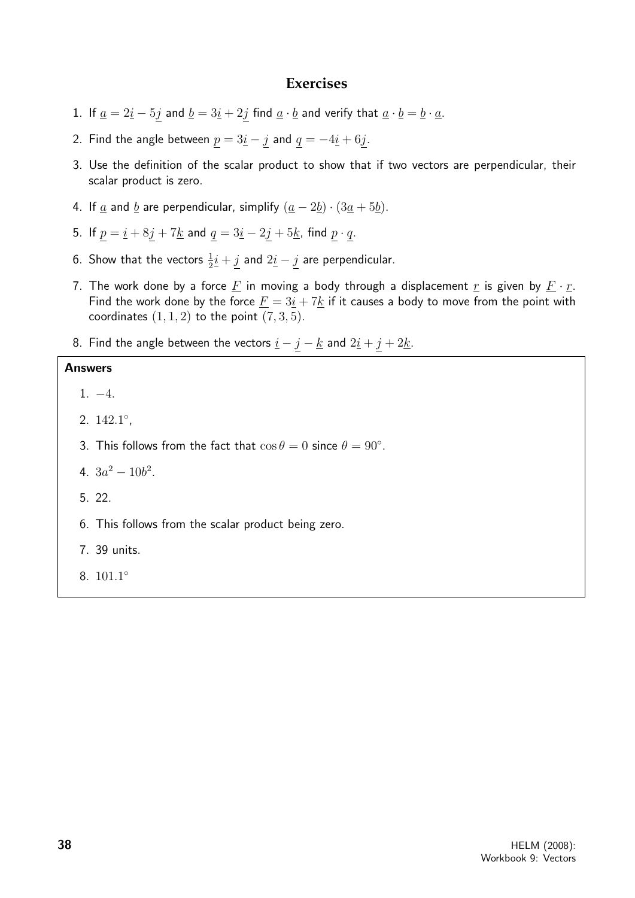## Exercises

1. If $\underline{a} = 2\underline{i} - 5\underline{j}$ and $\underline{b} = 3\underline{i} + 2\underline{j}$ find $\underline{a} \cdot \underline{b}$ and verify that $\underline{a} \cdot \underline{b} = \underline{b} \cdot \underline{a}$.
2. Find the angle between $\underline{p} = 3\underline{i} - \underline{j}$ and $\underline{q} = -4\underline{i} + 6\underline{j}$.
3. Use the definition of the scalar product to show that if two vectors are perpendicular, their scalar product is zero.
4. If $\underline{a}$ and $\underline{b}$ are perpendicular, simplify $(\underline{a} - 2\underline{b}) \cdot (3\underline{a} + 5\underline{b})$.
5. If $\underline{p} = \underline{i} + 8\underline{j} + 7\underline{k}$ and $\underline{q} = 3\underline{i} - 2\underline{j} + 5\underline{k}$, find $\underline{p} \cdot \underline{q}$.
6. Show that the vectors $\frac{1}{2}\underline{i} + \underline{j}$ and $2\underline{i} - \underline{j}$ are perpendicular.
7. The work done by a force $\underline{F}$ in moving a body through a displacement $\underline{r}$ is given by $\underline{F} \cdot \underline{r}$. Find the work done by the force $\underline{F} = 3\underline{i} + 7\underline{k}$ if it causes a body to move from the point with coordinates $(1, 1, 2)$ to the point $(7, 3, 5)$.
8. Find the angle between the vectors $\underline{i} - \underline{j} - \underline{k}$ and $2\underline{i} + \underline{j} + 2\underline{k}$.

**Answers**

1. $-4$.
2. $142.1^\circ$,
3. This follows from the fact that $\cos\theta = 0$ since $\theta = 90^\circ$.
4. $3a^2 - 10b^2$.
5. 22.
6. This follows from the scalar product being zero.
7. 39 units.
8. $101.1^\circ$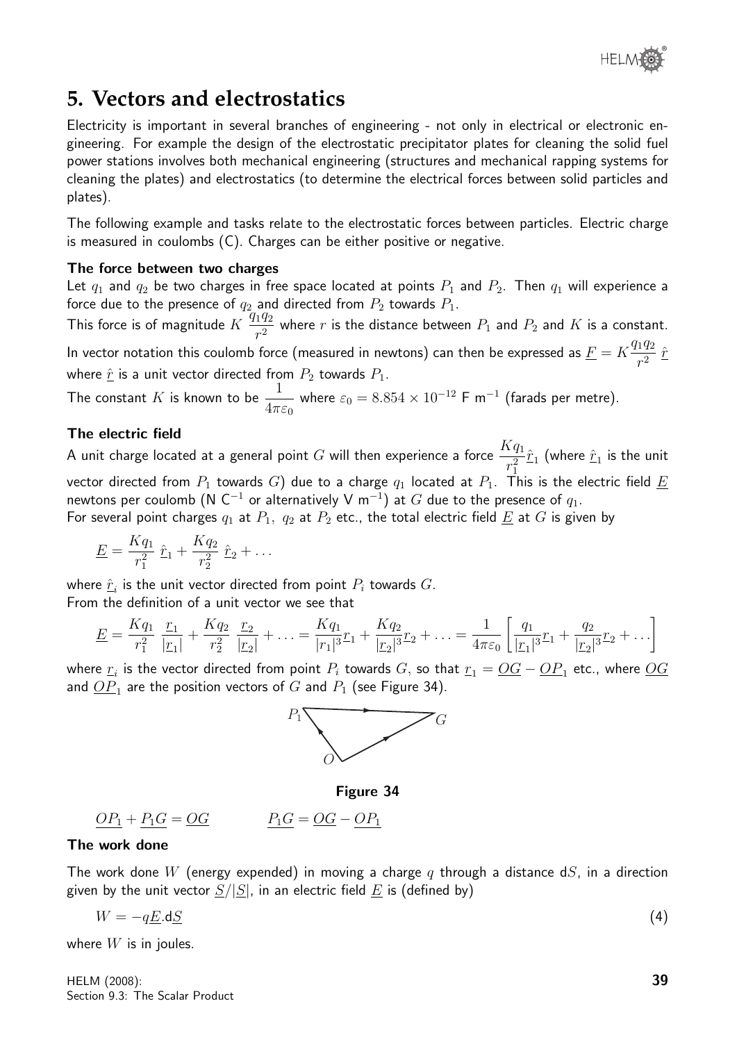# 5. Vectors and electrostatics

Electricity is important in several branches of engineering - not only in electrical or electronic engineering. For example the design of the electrostatic precipitator plates for cleaning the solid fuel power stations involves both mechanical engineering (structures and mechanical rapping systems for cleaning the plates) and electrostatics (to determine the electrical forces between solid particles and plates).

The following example and tasks relate to the electrostatic forces between particles. Electric charge is measured in coulombs (C). Charges can be either positive or negative.

### The force between two charges

Let $q_1$ and $q_2$ be two charges in free space located at points $P_1$ and $P_2$. Then $q_1$ will experience a force due to the presence of $q_2$ and directed from $P_2$ towards $P_1$.

This force is of magnitude $K\,\dfrac{q_1q_2}{r^2}$ where $r$ is the distance between $P_1$ and $P_2$ and $K$ is a constant.

In vector notation this coulomb force (measured in newtons) can then be expressed as $\underline{F} = K\dfrac{q_1q_2}{r^2}\,\hat{\underline{r}}$ where $\hat{\underline{r}}$ is a unit vector directed from $P_2$ towards $P_1$.

The constant $K$ is known to be $\dfrac{1}{4\pi\varepsilon_0}$ where $\varepsilon_0 = 8.854 \times 10^{-12}$ F m$^{-1}$ (farads per metre).

### The electric field

A unit charge located at a general point $G$ will then experience a force $\dfrac{Kq_1}{r_1^2}\hat{\underline{r}}_1$ (where $\hat{\underline{r}}_1$ is the unit vector directed from $P_1$ towards $G$) due to a charge $q_1$ located at $P_1$. This is the electric field $\underline{E}$ newtons per coulomb (N C$^{-1}$ or alternatively V m$^{-1}$) at $G$ due to the presence of $q_1$.

For several point charges $q_1$ at $P_1$, $q_2$ at $P_2$ etc., the total electric field $\underline{E}$ at $G$ is given by

$$\underline{E} = \frac{Kq_1}{r_1^2}\,\hat{\underline{r}}_1 + \frac{Kq_2}{r_2^2}\,\hat{\underline{r}}_2 + \dots$$

where $\hat{\underline{r}}_i$ is the unit vector directed from point $P_i$ towards $G$.

From the definition of a unit vector we see that

$$\underline{E} = \frac{Kq_1}{r_1^2}\,\frac{\underline{r}_1}{|\underline{r}_1|} + \frac{Kq_2}{r_2^2}\,\frac{\underline{r}_2}{|\underline{r}_2|} + \dots = \frac{Kq_1}{|r_1|^3}\underline{r}_1 + \frac{Kq_2}{|\underline{r}_2|^3}\underline{r}_2 + \dots = \frac{1}{4\pi\varepsilon_0}\left[\frac{q_1}{|\underline{r}_1|^3}\underline{r}_1 + \frac{q_2}{|\underline{r}_2|^3}\underline{r}_2 + \dots\right]$$

where $\underline{r}_i$ is the vector directed from point $P_i$ towards $G$, so that $\underline{r}_1 = \underline{OG} - \underline{OP}_1$ etc., where $\underline{OG}$ and $\underline{OP}_1$ are the position vectors of $G$ and $P_1$ (see Figure 34).

**Figure 34**

$$\underline{OP_1} + \underline{P_1G} = \underline{OG} \qquad\qquad \underline{P_1G} = \underline{OG} - \underline{OP_1}$$

### The work done

The work done $W$ (energy expended) in moving a charge $q$ through a distance d$S$, in a direction given by the unit vector $\underline{S}/|\underline{S}|$, in an electric field $\underline{E}$ is (defined by)

$$W = -q\underline{E}.\mathrm{d}\underline{S} \qquad (4)$$

where $W$ is in joules.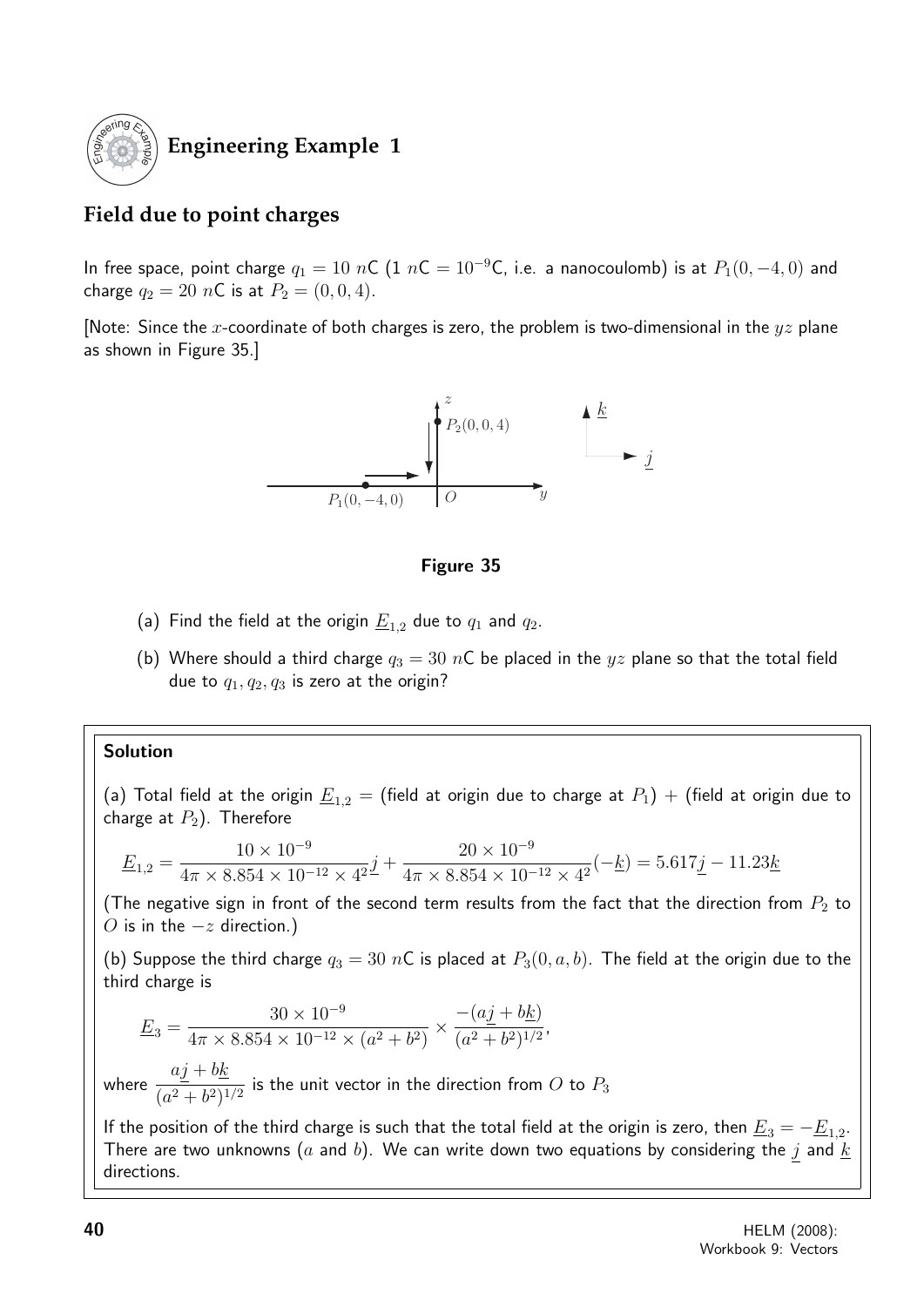## Engineering Example 1

### Field due to point charges

In free space, point charge $q_1 = 10\ n\text{C}$ (1 $n$C $= 10^{-9}$C, i.e. a nanocoulomb) is at $P_1(0, -4, 0)$ and charge $q_2 = 20\ n\text{C}$ is at $P_2 = (0, 0, 4)$.

[Note: Since the $x$-coordinate of both charges is zero, the problem is two-dimensional in the $yz$ plane as shown in Figure 35.]

**Figure 35**

(a) Find the field at the origin $\underline{E}_{1,2}$ due to $q_1$ and $q_2$.

(b) Where should a third charge $q_3 = 30\ n\text{C}$ be placed in the $yz$ plane so that the total field due to $q_1, q_2, q_3$ is zero at the origin?

**Solution**

(a) Total field at the origin $\underline{E}_{1,2}$ = (field at origin due to charge at $P_1$) + (field at origin due to charge at $P_2$). Therefore

$$\underline{E}_{1,2} = \frac{10 \times 10^{-9}}{4\pi \times 8.854 \times 10^{-12} \times 4^2}\underline{j} + \frac{20 \times 10^{-9}}{4\pi \times 8.854 \times 10^{-12} \times 4^2}(-\underline{k}) = 5.617\underline{j} - 11.23\underline{k}$$

(The negative sign in front of the second term results from the fact that the direction from $P_2$ to $O$ is in the $-z$ direction.)

(b) Suppose the third charge $q_3 = 30\ n\text{C}$ is placed at $P_3(0, a, b)$. The field at the origin due to the third charge is

$$\underline{E}_3 = \frac{30 \times 10^{-9}}{4\pi \times 8.854 \times 10^{-12} \times (a^2 + b^2)} \times \frac{-(a\underline{j} + b\underline{k})}{(a^2 + b^2)^{1/2}},$$

where $\dfrac{a\underline{j} + b\underline{k}}{(a^2 + b^2)^{1/2}}$ is the unit vector in the direction from $O$ to $P_3$

If the position of the third charge is such that the total field at the origin is zero, then $\underline{E}_3 = -\underline{E}_{1,2}$. There are two unknowns ($a$ and $b$). We can write down two equations by considering the $\underline{j}$ and $\underline{k}$ directions.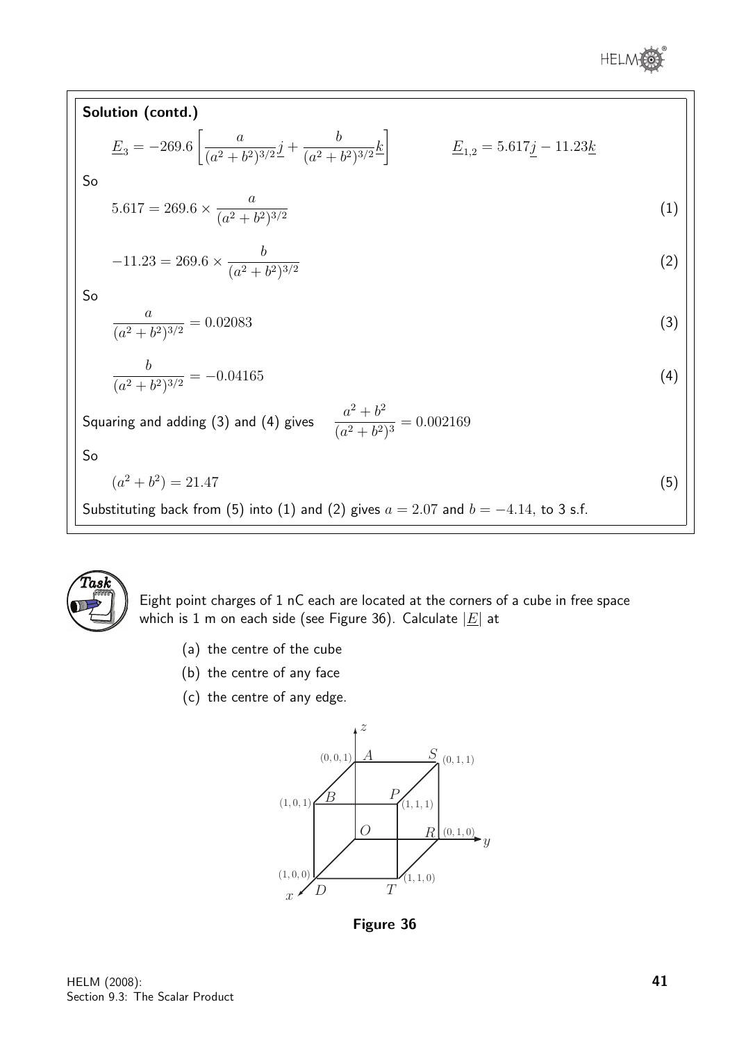**Solution (contd.)**

$$\underline{E}_3 = -269.6\left[\frac{a}{(a^2+b^2)^{3/2}}\underline{j} + \frac{b}{(a^2+b^2)^{3/2}}\underline{k}\right] \qquad \underline{E}_{1,2} = 5.617\underline{j} - 11.23\underline{k}$$

So

$$5.617 = 269.6 \times \frac{a}{(a^2+b^2)^{3/2}} \qquad (1)$$

$$-11.23 = 269.6 \times \frac{b}{(a^2+b^2)^{3/2}} \qquad (2)$$

So

$$\frac{a}{(a^2+b^2)^{3/2}} = 0.02083 \qquad (3)$$

$$\frac{b}{(a^2+b^2)^{3/2}} = -0.04165 \qquad (4)$$

Squaring and adding (3) and (4) gives $\dfrac{a^2+b^2}{(a^2+b^2)^3} = 0.002169$

So

$$(a^2+b^2) = 21.47 \qquad (5)$$

Substituting back from (5) into (1) and (2) gives $a = 2.07$ and $b = -4.14$, to 3 s.f.

**Task**

Eight point charges of 1 nC each are located at the corners of a cube in free space which is 1 m on each side (see Figure 36). Calculate $|\underline{E}|$ at

(a) the centre of the cube

(b) the centre of any face

(c) the centre of any edge.

**Figure 36**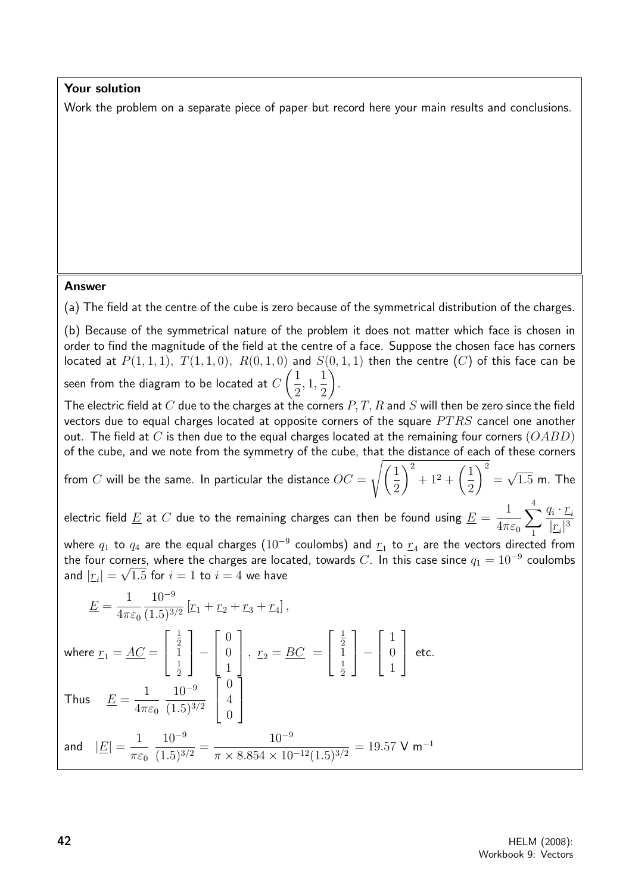**Your solution**

Work the problem on a separate piece of paper but record here your main results and conclusions.

**Answer**

(a) The field at the centre of the cube is zero because of the symmetrical distribution of the charges.

(b) Because of the symmetrical nature of the problem it does not matter which face is chosen in order to find the magnitude of the field at the centre of a face. Suppose the chosen face has corners located at $P(1,1,1)$, $T(1,1,0)$, $R(0,1,0)$ and $S(0,1,1)$ then the centre $(C)$ of this face can be seen from the diagram to be located at $C\left(\frac{1}{2},1,\frac{1}{2}\right)$.

The electric field at $C$ due to the charges at the corners $P,T,R$ and $S$ will then be zero since the field vectors due to equal charges located at opposite corners of the square $PTRS$ cancel one another out. The field at $C$ is then due to the equal charges located at the remaining four corners $(OABD)$ of the cube, and we note from the symmetry of the cube, that the distance of each of these corners from $C$ will be the same. In particular the distance $OC = \sqrt{\left(\frac{1}{2}\right)^2 + 1^2 + \left(\frac{1}{2}\right)^2} = \sqrt{1.5}$ m. The electric field $\underline{E}$ at $C$ due to the remaining charges can then be found using $\underline{E} = \frac{1}{4\pi\varepsilon_0}\sum_1^4 \frac{q_i \cdot \underline{r}_i}{|\underline{r}_i|^3}$ where $q_1$ to $q_4$ are the equal charges ($10^{-9}$ coulombs) and $\underline{r}_1$ to $\underline{r}_4$ are the vectors directed from the four corners, where the charges are located, towards $C$. In this case since $q_1 = 10^{-9}$ coulombs and $|\underline{r}_i| = \sqrt{1.5}$ for $i=1$ to $i=4$ we have

$$\underline{E} = \frac{1}{4\pi\varepsilon_0}\frac{10^{-9}}{(1.5)^{3/2}}\left[\underline{r}_1 + \underline{r}_2 + \underline{r}_3 + \underline{r}_4\right],$$

where $\underline{r}_1 = \underline{AC} = \begin{bmatrix} \frac{1}{2} \\ 1 \\ \frac{1}{2} \end{bmatrix} - \begin{bmatrix} 0 \\ 0 \\ 1 \end{bmatrix}$, $\underline{r}_2 = \underline{BC} = \begin{bmatrix} \frac{1}{2} \\ 1 \\ \frac{1}{2} \end{bmatrix} - \begin{bmatrix} 1 \\ 0 \\ 1 \end{bmatrix}$ etc.

Thus $\quad \underline{E} = \frac{1}{4\pi\varepsilon_0}\;\frac{10^{-9}}{(1.5)^{3/2}}\;\begin{bmatrix} 0 \\ 4 \\ 0 \end{bmatrix}$

and $\quad |\underline{E}| = \frac{1}{\pi\varepsilon_0}\;\frac{10^{-9}}{(1.5)^{3/2}} = \frac{10^{-9}}{\pi \times 8.854 \times 10^{-12}(1.5)^{3/2}} = 19.57 \text{ V m}^{-1}$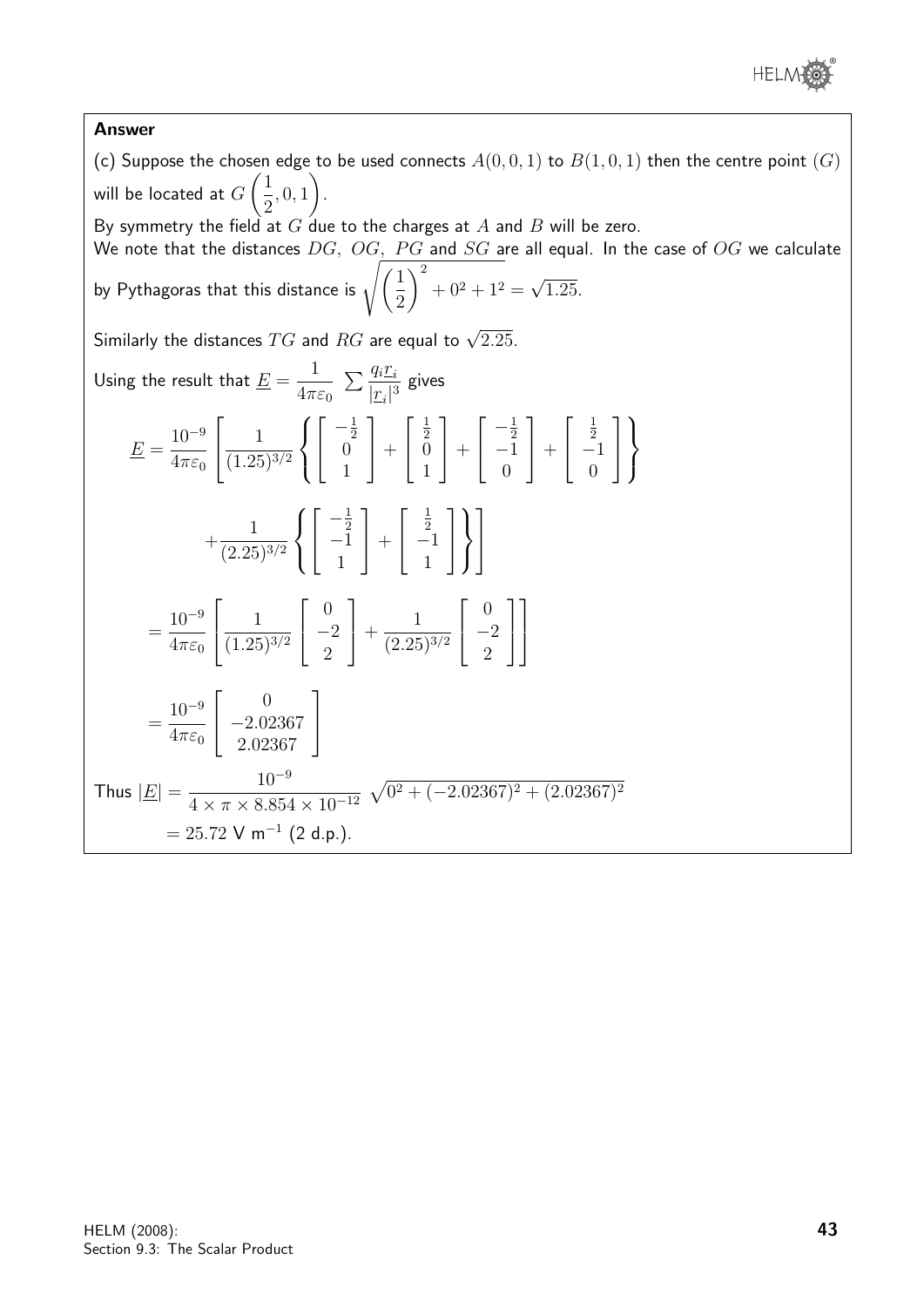**Answer**

(c) Suppose the chosen edge to be used connects $A(0,0,1)$ to $B(1,0,1)$ then the centre point $(G)$ will be located at $G\left(\frac{1}{2},0,1\right)$.

By symmetry the field at $G$ due to the charges at $A$ and $B$ will be zero.

We note that the distances $DG,\ OG,\ PG$ and $SG$ are all equal. In the case of $OG$ we calculate by Pythagoras that this distance is $\sqrt{\left(\frac{1}{2}\right)^2+0^2+1^2}=\sqrt{1.25}$.

Similarly the distances $TG$ and $RG$ are equal to $\sqrt{2.25}$.

Using the result that $\underline{E}=\dfrac{1}{4\pi\varepsilon_0}\sum\dfrac{q_i\underline{r}_i}{|\underline{r}_i|^3}$ gives

$$
\begin{aligned}
\underline{E} &= \frac{10^{-9}}{4\pi\varepsilon_0}\left[\frac{1}{(1.25)^{3/2}}\left\{\begin{bmatrix}-\frac{1}{2}\\0\\1\end{bmatrix}+\begin{bmatrix}\frac{1}{2}\\0\\1\end{bmatrix}+\begin{bmatrix}-\frac{1}{2}\\-1\\0\end{bmatrix}+\begin{bmatrix}\frac{1}{2}\\-1\\0\end{bmatrix}\right\}\right. \\
&\qquad\left.+\frac{1}{(2.25)^{3/2}}\left\{\begin{bmatrix}-\frac{1}{2}\\-1\\1\end{bmatrix}+\begin{bmatrix}\frac{1}{2}\\-1\\1\end{bmatrix}\right\}\right] \\
&= \frac{10^{-9}}{4\pi\varepsilon_0}\left[\frac{1}{(1.25)^{3/2}}\begin{bmatrix}0\\-2\\2\end{bmatrix}+\frac{1}{(2.25)^{3/2}}\begin{bmatrix}0\\-2\\2\end{bmatrix}\right] \\
&= \frac{10^{-9}}{4\pi\varepsilon_0}\begin{bmatrix}0\\-2.02367\\2.02367\end{bmatrix}
\end{aligned}
$$

Thus $|\underline{E}|=\dfrac{10^{-9}}{4\times\pi\times 8.854\times10^{-12}}\sqrt{0^2+(-2.02367)^2+(2.02367)^2}$

$= 25.72$ V m$^{-1}$ (2 d.p.).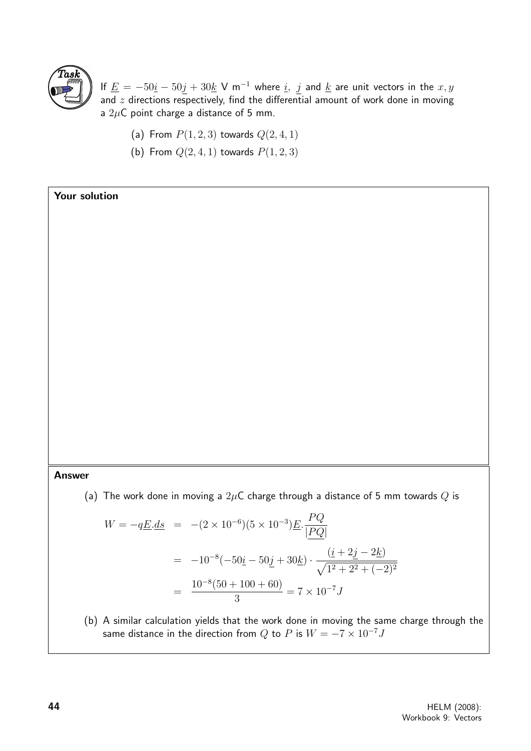**Task**

If $\underline{E} = -50\underline{i} - 50\underline{j} + 30\underline{k}$ V m$^{-1}$ where $\underline{i}$, $\underline{j}$ and $\underline{k}$ are unit vectors in the $x, y$ and $z$ directions respectively, find the differential amount of work done in moving a $2\mu$C point charge a distance of 5 mm.

(a) From $P(1, 2, 3)$ towards $Q(2, 4, 1)$

(b) From $Q(2, 4, 1)$ towards $P(1, 2, 3)$

**Your solution**

**Answer**

(a) The work done in moving a $2\mu$C charge through a distance of 5 mm towards $Q$ is

$$\begin{aligned} W = -q\underline{E}.\underline{ds} &= -(2 \times 10^{-6})(5 \times 10^{-3})\underline{E}.\frac{\underline{PQ}}{|\underline{PQ}|} \\ &= -10^{-8}(-50\underline{i} - 50\underline{j} + 30\underline{k}) \cdot \frac{(\underline{i} + 2\underline{j} - 2\underline{k})}{\sqrt{1^2 + 2^2 + (-2)^2}} \\ &= \frac{10^{-8}(50 + 100 + 60)}{3} = 7 \times 10^{-7} J \end{aligned}$$

(b) A similar calculation yields that the work done in moving the same charge through the same distance in the direction from $Q$ to $P$ is $W = -7 \times 10^{-7} J$